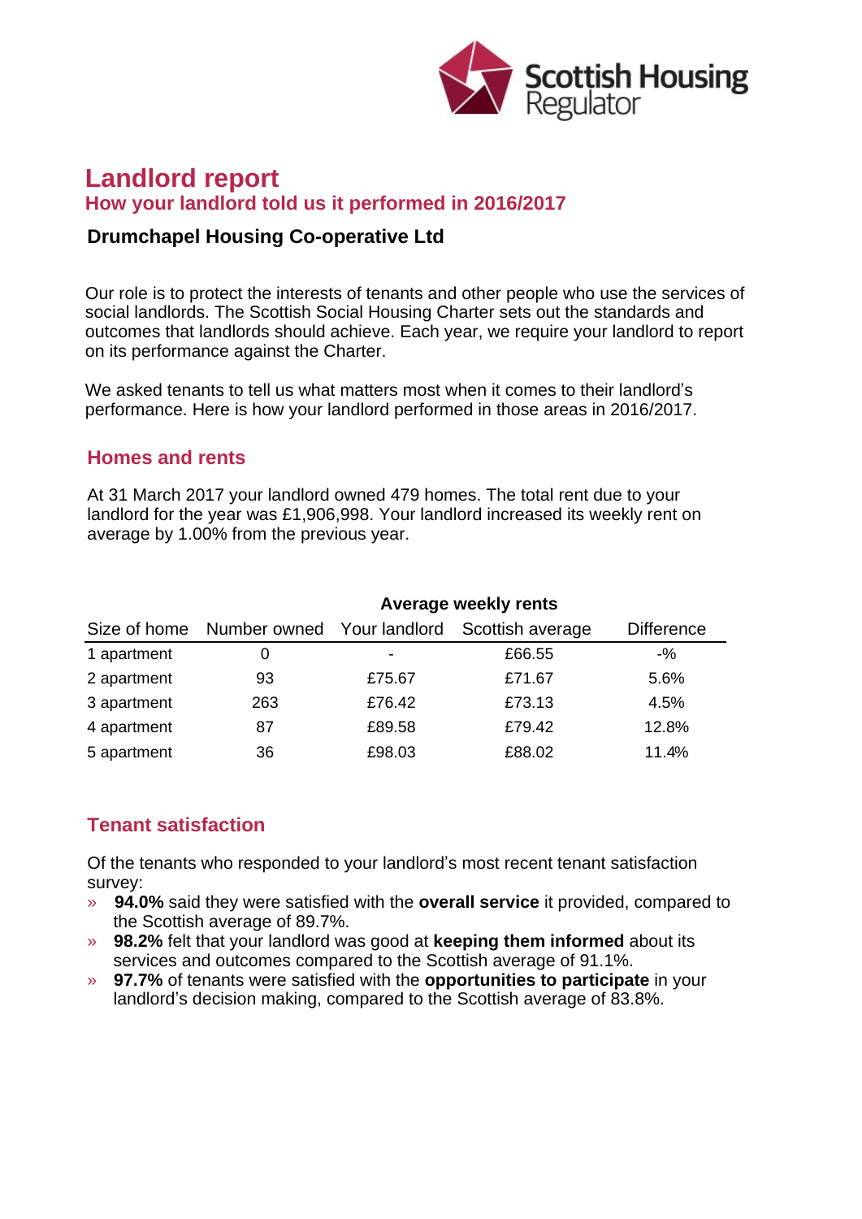Scottish Housing Regulator

# Landlord report

## How your landlord told us it performed in 2016/2017

### Drumchapel Housing Co-operative Ltd

Our role is to protect the interests of tenants and other people who use the services of social landlords. The Scottish Social Housing Charter sets out the standards and outcomes that landlords should achieve. Each year, we require your landlord to report on its performance against the Charter.

We asked tenants to tell us what matters most when it comes to their landlord's performance. Here is how your landlord performed in those areas in 2016/2017.

## Homes and rents

At 31 March 2017 your landlord owned 479 homes. The total rent due to your landlord for the year was £1,906,998. Your landlord increased its weekly rent on average by 1.00% from the previous year.

| | | Average weekly rents | | |
|---|---|---|---|---|
| Size of home | Number owned | Your landlord | Scottish average | Difference |
| 1 apartment | 0 | - | £66.55 | -% |
| 2 apartment | 93 | £75.67 | £71.67 | 5.6% |
| 3 apartment | 263 | £76.42 | £73.13 | 4.5% |
| 4 apartment | 87 | £89.58 | £79.42 | 12.8% |
| 5 apartment | 36 | £98.03 | £88.02 | 11.4% |

## Tenant satisfaction

Of the tenants who responded to your landlord's most recent tenant satisfaction survey:

- **94.0%** said they were satisfied with the **overall service** it provided, compared to the Scottish average of 89.7%.
- **98.2%** felt that your landlord was good at **keeping them informed** about its services and outcomes compared to the Scottish average of 91.1%.
- **97.7%** of tenants were satisfied with the **opportunities to participate** in your landlord's decision making, compared to the Scottish average of 83.8%.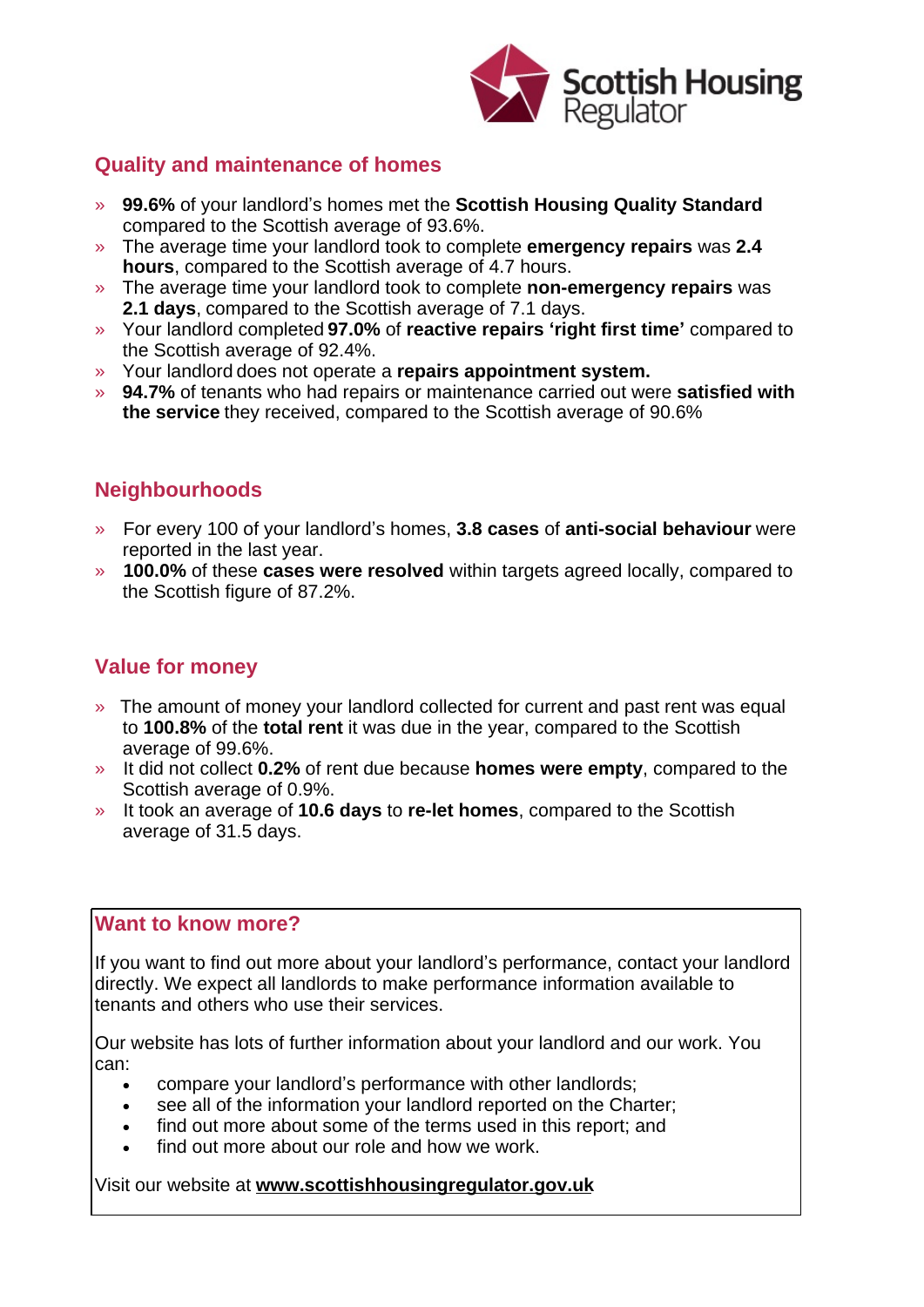## Quality and maintenance of homes

- **99.6%** of your landlord's homes met the **Scottish Housing Quality Standard** compared to the Scottish average of 93.6%.
- The average time your landlord took to complete **emergency repairs** was **2.4 hours**, compared to the Scottish average of 4.7 hours.
- The average time your landlord took to complete **non-emergency repairs** was **2.1 days**, compared to the Scottish average of 7.1 days.
- Your landlord completed **97.0%** of **reactive repairs 'right first time'** compared to the Scottish average of 92.4%.
- Your landlord does not operate a **repairs appointment system.**
- **94.7%** of tenants who had repairs or maintenance carried out were **satisfied with the service** they received, compared to the Scottish average of 90.6%

## Neighbourhoods

- For every 100 of your landlord's homes, **3.8 cases** of **anti-social behaviour** were reported in the last year.
- **100.0%** of these **cases were resolved** within targets agreed locally, compared to the Scottish figure of 87.2%.

## Value for money

- The amount of money your landlord collected for current and past rent was equal to **100.8%** of the **total rent** it was due in the year, compared to the Scottish average of 99.6%.
- It did not collect **0.2%** of rent due because **homes were empty**, compared to the Scottish average of 0.9%.
- It took an average of **10.6 days** to **re-let homes**, compared to the Scottish average of 31.5 days.

## Want to know more?

If you want to find out more about your landlord's performance, contact your landlord directly. We expect all landlords to make performance information available to tenants and others who use their services.

Our website has lots of further information about your landlord and our work. You can:

- compare your landlord's performance with other landlords;
- see all of the information your landlord reported on the Charter;
- find out more about some of the terms used in this report; and
- find out more about our role and how we work.

Visit our website at **www.scottishhousingregulator.gov.uk**